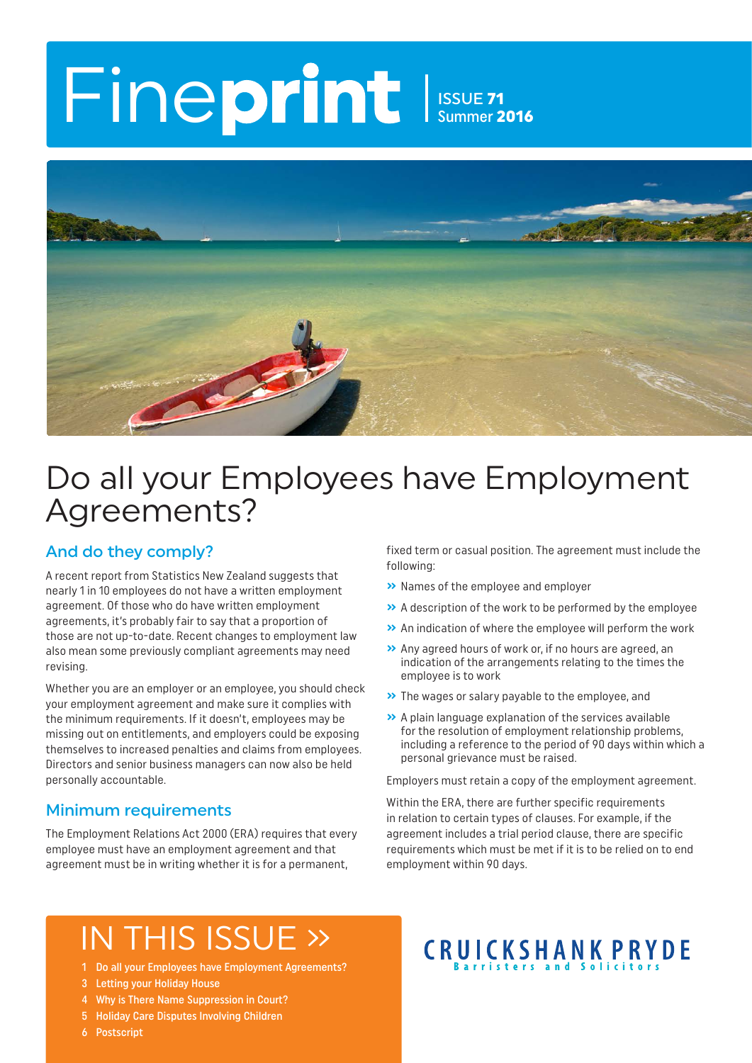# Fineprint

ISSUE 71
Summer 2016

# Do all your Employees have Employment Agreements?

## And do they comply?

A recent report from Statistics New Zealand suggests that nearly 1 in 10 employees do not have a written employment agreement. Of those who do have written employment agreements, it's probably fair to say that a proportion of those are not up-to-date. Recent changes to employment law also mean some previously compliant agreements may need revising.

Whether you are an employer or an employee, you should check your employment agreement and make sure it complies with the minimum requirements. If it doesn't, employees may be missing out on entitlements, and employers could be exposing themselves to increased penalties and claims from employees. Directors and senior business managers can now also be held personally accountable.

## Minimum requirements

The Employment Relations Act 2000 (ERA) requires that every employee must have an employment agreement and that agreement must be in writing whether it is for a permanent, fixed term or casual position. The agreement must include the following:

- Names of the employee and employer
- A description of the work to be performed by the employee
- An indication of where the employee will perform the work
- Any agreed hours of work or, if no hours are agreed, an indication of the arrangements relating to the times the employee is to work
- The wages or salary payable to the employee, and
- A plain language explanation of the services available for the resolution of employment relationship problems, including a reference to the period of 90 days within which a personal grievance must be raised.

Employers must retain a copy of the employment agreement.

Within the ERA, there are further specific requirements in relation to certain types of clauses. For example, if the agreement includes a trial period clause, there are specific requirements which must be met if it is to be relied on to end employment within 90 days.

## IN THIS ISSUE »

1 Do all your Employees have Employment Agreements?
3 Letting your Holiday House
4 Why is There Name Suppression in Court?
5 Holiday Care Disputes Involving Children
6 Postscript

CRUICKSHANK PRYDE
Barristers and Solicitors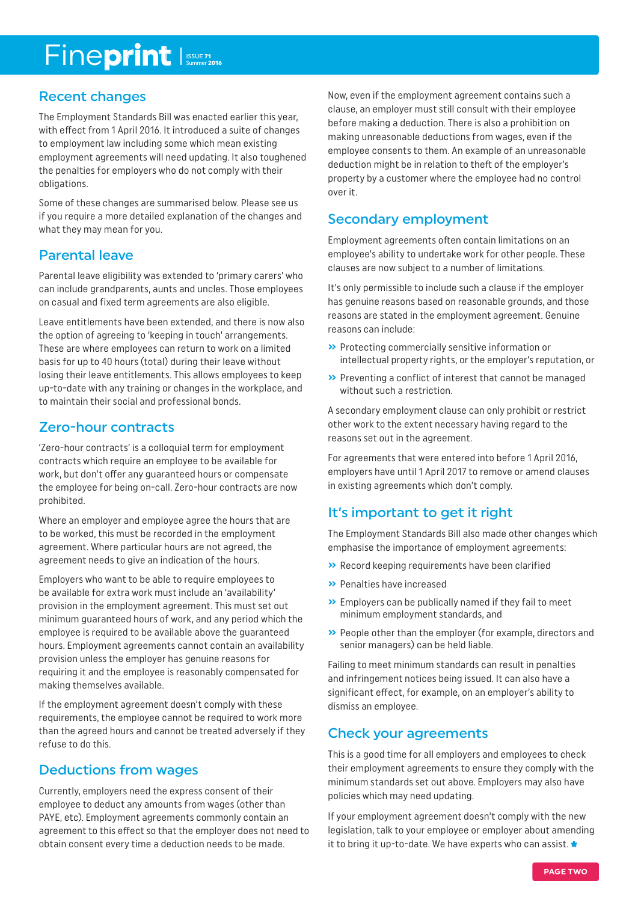## Recent changes

The Employment Standards Bill was enacted earlier this year, with effect from 1 April 2016. It introduced a suite of changes to employment law including some which mean existing employment agreements will need updating. It also toughened the penalties for employers who do not comply with their obligations.

Some of these changes are summarised below. Please see us if you require a more detailed explanation of the changes and what they may mean for you.

## Parental leave

Parental leave eligibility was extended to 'primary carers' who can include grandparents, aunts and uncles. Those employees on casual and fixed term agreements are also eligible.

Leave entitlements have been extended, and there is now also the option of agreeing to 'keeping in touch' arrangements. These are where employees can return to work on a limited basis for up to 40 hours (total) during their leave without losing their leave entitlements. This allows employees to keep up-to-date with any training or changes in the workplace, and to maintain their social and professional bonds.

## Zero-hour contracts

'Zero-hour contracts' is a colloquial term for employment contracts which require an employee to be available for work, but don't offer any guaranteed hours or compensate the employee for being on-call. Zero-hour contracts are now prohibited.

Where an employer and employee agree the hours that are to be worked, this must be recorded in the employment agreement. Where particular hours are not agreed, the agreement needs to give an indication of the hours.

Employers who want to be able to require employees to be available for extra work must include an 'availability' provision in the employment agreement. This must set out minimum guaranteed hours of work, and any period which the employee is required to be available above the guaranteed hours. Employment agreements cannot contain an availability provision unless the employer has genuine reasons for requiring it and the employee is reasonably compensated for making themselves available.

If the employment agreement doesn't comply with these requirements, the employee cannot be required to work more than the agreed hours and cannot be treated adversely if they refuse to do this.

## Deductions from wages

Currently, employers need the express consent of their employee to deduct any amounts from wages (other than PAYE, etc). Employment agreements commonly contain an agreement to this effect so that the employer does not need to obtain consent every time a deduction needs to be made.

Now, even if the employment agreement contains such a clause, an employer must still consult with their employee before making a deduction. There is also a prohibition on making unreasonable deductions from wages, even if the employee consents to them. An example of an unreasonable deduction might be in relation to theft of the employer's property by a customer where the employee had no control over it.

## Secondary employment

Employment agreements often contain limitations on an employee's ability to undertake work for other people. These clauses are now subject to a number of limitations.

It's only permissible to include such a clause if the employer has genuine reasons based on reasonable grounds, and those reasons are stated in the employment agreement. Genuine reasons can include:

- Protecting commercially sensitive information or intellectual property rights, or the employer's reputation, or
- Preventing a conflict of interest that cannot be managed without such a restriction.

A secondary employment clause can only prohibit or restrict other work to the extent necessary having regard to the reasons set out in the agreement.

For agreements that were entered into before 1 April 2016, employers have until 1 April 2017 to remove or amend clauses in existing agreements which don't comply.

## It's important to get it right

The Employment Standards Bill also made other changes which emphasise the importance of employment agreements:

- Record keeping requirements have been clarified
- Penalties have increased
- Employers can be publically named if they fail to meet minimum employment standards, and
- People other than the employer (for example, directors and senior managers) can be held liable.

Failing to meet minimum standards can result in penalties and infringement notices being issued. It can also have a significant effect, for example, on an employer's ability to dismiss an employee.

## Check your agreements

This is a good time for all employers and employees to check their employment agreements to ensure they comply with the minimum standards set out above. Employers may also have policies which may need updating.

If your employment agreement doesn't comply with the new legislation, talk to your employee or employer about amending it to bring it up-to-date. We have experts who can assist.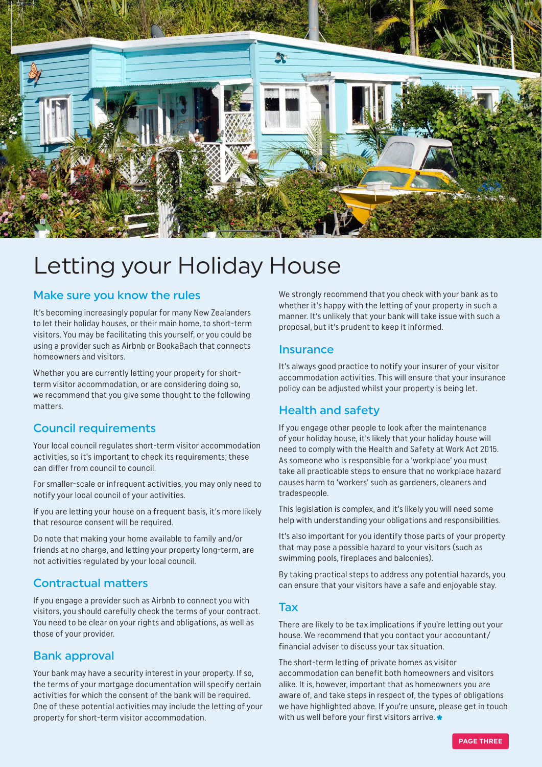# Letting your Holiday House

## Make sure you know the rules

It's becoming increasingly popular for many New Zealanders to let their holiday houses, or their main home, to short-term visitors. You may be facilitating this yourself, or you could be using a provider such as Airbnb or BookaBach that connects homeowners and visitors.

Whether you are currently letting your property for short-term visitor accommodation, or are considering doing so, we recommend that you give some thought to the following matters.

## Council requirements

Your local council regulates short-term visitor accommodation activities, so it's important to check its requirements; these can differ from council to council.

For smaller-scale or infrequent activities, you may only need to notify your local council of your activities.

If you are letting your house on a frequent basis, it's more likely that resource consent will be required.

Do note that making your home available to family and/or friends at no charge, and letting your property long-term, are not activities regulated by your local council.

## Contractual matters

If you engage a provider such as Airbnb to connect you with visitors, you should carefully check the terms of your contract. You need to be clear on your rights and obligations, as well as those of your provider.

## Bank approval

Your bank may have a security interest in your property. If so, the terms of your mortgage documentation will specify certain activities for which the consent of the bank will be required. One of these potential activities may include the letting of your property for short-term visitor accommodation.

We strongly recommend that you check with your bank as to whether it's happy with the letting of your property in such a manner. It's unlikely that your bank will take issue with such a proposal, but it's prudent to keep it informed.

## Insurance

It's always good practice to notify your insurer of your visitor accommodation activities. This will ensure that your insurance policy can be adjusted whilst your property is being let.

## Health and safety

If you engage other people to look after the maintenance of your holiday house, it's likely that your holiday house will need to comply with the Health and Safety at Work Act 2015. As someone who is responsible for a 'workplace' you must take all practicable steps to ensure that no workplace hazard causes harm to 'workers' such as gardeners, cleaners and tradespeople.

This legislation is complex, and it's likely you will need some help with understanding your obligations and responsibilities.

It's also important for you identify those parts of your property that may pose a possible hazard to your visitors (such as swimming pools, fireplaces and balconies).

By taking practical steps to address any potential hazards, you can ensure that your visitors have a safe and enjoyable stay.

## Tax

There are likely to be tax implications if you're letting out your house. We recommend that you contact your accountant/financial adviser to discuss your tax situation.

The short-term letting of private homes as visitor accommodation can benefit both homeowners and visitors alike. It is, however, important that as homeowners you are aware of, and take steps in respect of, the types of obligations we have highlighted above. If you're unsure, please get in touch with us well before your first visitors arrive.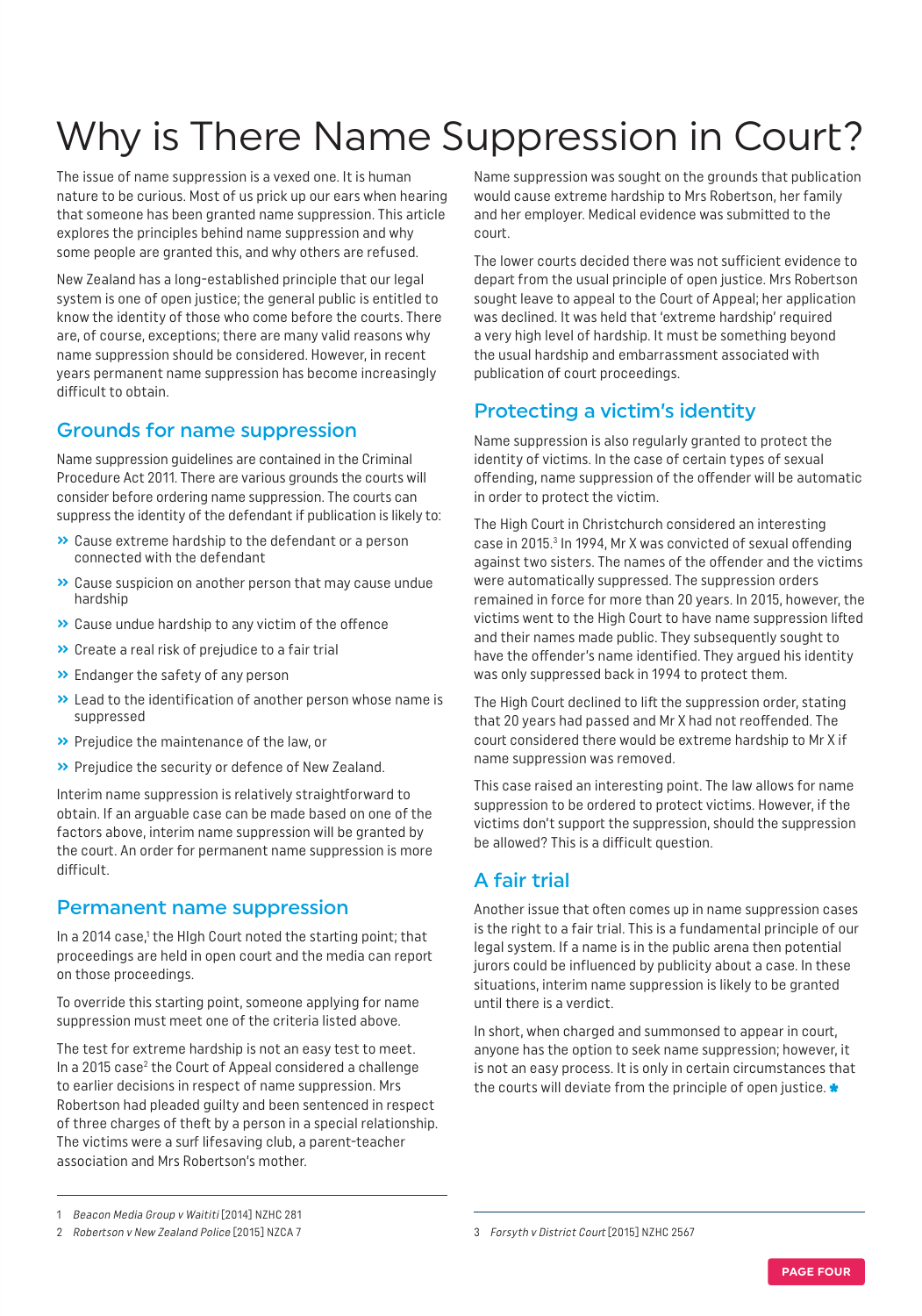# Why is There Name Suppression in Court?

The issue of name suppression is a vexed one. It is human nature to be curious. Most of us prick up our ears when hearing that someone has been granted name suppression. This article explores the principles behind name suppression and why some people are granted this, and why others are refused.

New Zealand has a long-established principle that our legal system is one of open justice; the general public is entitled to know the identity of those who come before the courts. There are, of course, exceptions; there are many valid reasons why name suppression should be considered. However, in recent years permanent name suppression has become increasingly difficult to obtain.

## Grounds for name suppression

Name suppression guidelines are contained in the Criminal Procedure Act 2011. There are various grounds the courts will consider before ordering name suppression. The courts can suppress the identity of the defendant if publication is likely to:

- Cause extreme hardship to the defendant or a person connected with the defendant
- Cause suspicion on another person that may cause undue hardship
- Cause undue hardship to any victim of the offence
- Create a real risk of prejudice to a fair trial
- Endanger the safety of any person
- Lead to the identification of another person whose name is suppressed
- Prejudice the maintenance of the law, or
- Prejudice the security or defence of New Zealand.

Interim name suppression is relatively straightforward to obtain. If an arguable case can be made based on one of the factors above, interim name suppression will be granted by the court. An order for permanent name suppression is more difficult.

## Permanent name suppression

In a 2014 case,[1] the HIgh Court noted the starting point; that proceedings are held in open court and the media can report on those proceedings.

To override this starting point, someone applying for name suppression must meet one of the criteria listed above.

The test for extreme hardship is not an easy test to meet. In a 2015 case[2] the Court of Appeal considered a challenge to earlier decisions in respect of name suppression. Mrs Robertson had pleaded guilty and been sentenced in respect of three charges of theft by a person in a special relationship. The victims were a surf lifesaving club, a parent-teacher association and Mrs Robertson's mother.

Name suppression was sought on the grounds that publication would cause extreme hardship to Mrs Robertson, her family and her employer. Medical evidence was submitted to the court.

The lower courts decided there was not sufficient evidence to depart from the usual principle of open justice. Mrs Robertson sought leave to appeal to the Court of Appeal; her application was declined. It was held that 'extreme hardship' required a very high level of hardship. It must be something beyond the usual hardship and embarrassment associated with publication of court proceedings.

## Protecting a victim's identity

Name suppression is also regularly granted to protect the identity of victims. In the case of certain types of sexual offending, name suppression of the offender will be automatic in order to protect the victim.

The High Court in Christchurch considered an interesting case in 2015.[3] In 1994, Mr X was convicted of sexual offending against two sisters. The names of the offender and the victims were automatically suppressed. The suppression orders remained in force for more than 20 years. In 2015, however, the victims went to the High Court to have name suppression lifted and their names made public. They subsequently sought to have the offender's name identified. They argued his identity was only suppressed back in 1994 to protect them.

The High Court declined to lift the suppression order, stating that 20 years had passed and Mr X had not reoffended. The court considered there would be extreme hardship to Mr X if name suppression was removed.

This case raised an interesting point. The law allows for name suppression to be ordered to protect victims. However, if the victims don't support the suppression, should the suppression be allowed? This is a difficult question.

## A fair trial

Another issue that often comes up in name suppression cases is the right to a fair trial. This is a fundamental principle of our legal system. If a name is in the public arena then potential jurors could be influenced by publicity about a case. In these situations, interim name suppression is likely to be granted until there is a verdict.

In short, when charged and summonsed to appear in court, anyone has the option to seek name suppression; however, it is not an easy process. It is only in certain circumstances that the courts will deviate from the principle of open justice.

---

1 *Beacon Media Group v Waititi* [2014] NZHC 281

2 *Robertson v New Zealand Police* [2015] NZCA 7

3 *Forsyth v District Court* [2015] NZHC 2567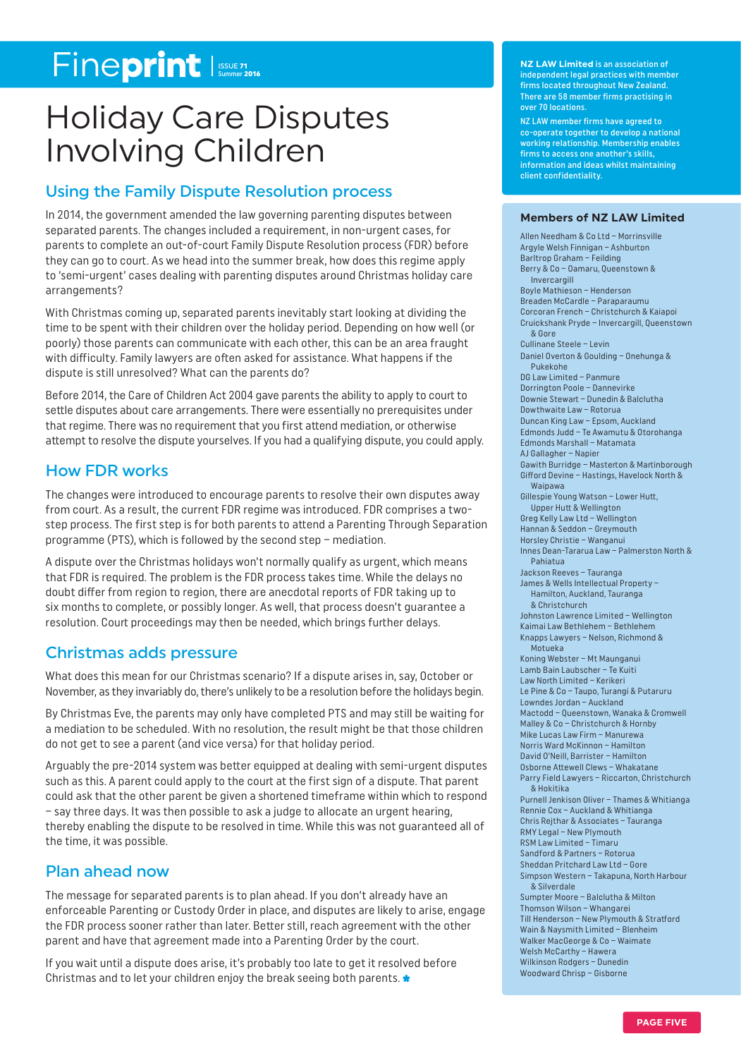# Holiday Care Disputes Involving Children

## Using the Family Dispute Resolution process

In 2014, the government amended the law governing parenting disputes between separated parents. The changes included a requirement, in non-urgent cases, for parents to complete an out-of-court Family Dispute Resolution process (FDR) before they can go to court. As we head into the summer break, how does this regime apply to 'semi-urgent' cases dealing with parenting disputes around Christmas holiday care arrangements?

With Christmas coming up, separated parents inevitably start looking at dividing the time to be spent with their children over the holiday period. Depending on how well (or poorly) those parents can communicate with each other, this can be an area fraught with difficulty. Family lawyers are often asked for assistance. What happens if the dispute is still unresolved? What can the parents do?

Before 2014, the Care of Children Act 2004 gave parents the ability to apply to court to settle disputes about care arrangements. There were essentially no prerequisites under that regime. There was no requirement that you first attend mediation, or otherwise attempt to resolve the dispute yourselves. If you had a qualifying dispute, you could apply.

## How FDR works

The changes were introduced to encourage parents to resolve their own disputes away from court. As a result, the current FDR regime was introduced. FDR comprises a two-step process. The first step is for both parents to attend a Parenting Through Separation programme (PTS), which is followed by the second step – mediation.

A dispute over the Christmas holidays won't normally qualify as urgent, which means that FDR is required. The problem is the FDR process takes time. While the delays no doubt differ from region to region, there are anecdotal reports of FDR taking up to six months to complete, or possibly longer. As well, that process doesn't guarantee a resolution. Court proceedings may then be needed, which brings further delays.

## Christmas adds pressure

What does this mean for our Christmas scenario? If a dispute arises in, say, October or November, as they invariably do, there's unlikely to be a resolution before the holidays begin.

By Christmas Eve, the parents may only have completed PTS and may still be waiting for a mediation to be scheduled. With no resolution, the result might be that those children do not get to see a parent (and vice versa) for that holiday period.

Arguably the pre-2014 system was better equipped at dealing with semi-urgent disputes such as this. A parent could apply to the court at the first sign of a dispute. That parent could ask that the other parent be given a shortened timeframe within which to respond – say three days. It was then possible to ask a judge to allocate an urgent hearing, thereby enabling the dispute to be resolved in time. While this was not guaranteed all of the time, it was possible.

## Plan ahead now

The message for separated parents is to plan ahead. If you don't already have an enforceable Parenting or Custody Order in place, and disputes are likely to arise, engage the FDR process sooner rather than later. Better still, reach agreement with the other parent and have that agreement made into a Parenting Order by the court.

If you wait until a dispute does arise, it's probably too late to get it resolved before Christmas and to let your children enjoy the break seeing both parents. *

**NZ LAW Limited** is an association of independent legal practices with member firms located throughout New Zealand. There are 58 member firms practising in over 70 locations.

NZ LAW member firms have agreed to co-operate together to develop a national working relationship. Membership enables firms to access one another's skills, information and ideas whilst maintaining client confidentiality.

### Members of NZ LAW Limited

- Allen Needham & Co Ltd – Morrinsville
- Argyle Welsh Finnigan – Ashburton
- Barltrop Graham – Feilding
- Berry & Co – Oamaru, Queenstown & Invercargill
- Boyle Mathieson – Henderson
- Breaden McCardle – Paraparaumu
- Corcoran French – Christchurch & Kaiapoi
- Cruickshank Pryde – Invercargill, Queenstown & Gore
- Cullinane Steele – Levin
- Daniel Overton & Goulding – Onehunga & Pukekohe
- DG Law Limited – Panmure
- Dorrington Poole – Dannevirke
- Downie Stewart – Dunedin & Balclutha
- Dowthwaite Law – Rotorua
- Duncan King Law – Epsom, Auckland
- Edmonds Judd – Te Awamutu & Otorohanga
- Edmonds Marshall – Matamata
- AJ Gallagher – Napier
- Gawith Burridge – Masterton & Martinborough
- Gifford Devine – Hastings, Havelock North & Waipawa
- Gillespie Young Watson – Lower Hutt, Upper Hutt & Wellington
- Greg Kelly Law Ltd – Wellington
- Hannan & Seddon – Greymouth
- Horsley Christie – Wanganui
- Innes Dean-Tararua Law – Palmerston North & Pahiatua
- Jackson Reeves – Tauranga
- James & Wells Intellectual Property – Hamilton, Auckland, Tauranga & Christchurch
- Johnston Lawrence Limited – Wellington
- Kaimai Law Bethlehem – Bethlehem
- Knapps Lawyers – Nelson, Richmond & Motueka
- Koning Webster – Mt Maunganui
- Lamb Bain Laubscher – Te Kuiti
- Law North Limited – Kerikeri
- Le Pine & Co – Taupo, Turangi & Putaruru
- Lowndes Jordan – Auckland
- Mactodd – Queenstown, Wanaka & Cromwell
- Malley & Co – Christchurch & Hornby
- Mike Lucas Law Firm – Manurewa
- Norris Ward McKinnon – Hamilton
- David O'Neill, Barrister – Hamilton
- Osborne Attewell Clews – Whakatane
- Parry Field Lawyers – Riccarton, Christchurch & Hokitika
- Purnell Jenkison Oliver – Thames & Whitianga
- Rennie Cox – Auckland & Whitianga
- Chris Rejthar & Associates – Tauranga
- RMY Legal – New Plymouth
- RSM Law Limited – Timaru
- Sandford & Partners – Rotorua
- Sheddan Pritchard Law Ltd – Gore
- Simpson Western – Takapuna, North Harbour & Silverdale
- Sumpter Moore – Balclutha & Milton
- Thomson Wilson – Whangarei
- Till Henderson – New Plymouth & Stratford
- Wain & Naysmith Limited – Blenheim
- Walker MacGeorge & Co – Waimate
- Welsh McCarthy – Hawera
- Wilkinson Rodgers – Dunedin
- Woodward Chrisp – Gisborne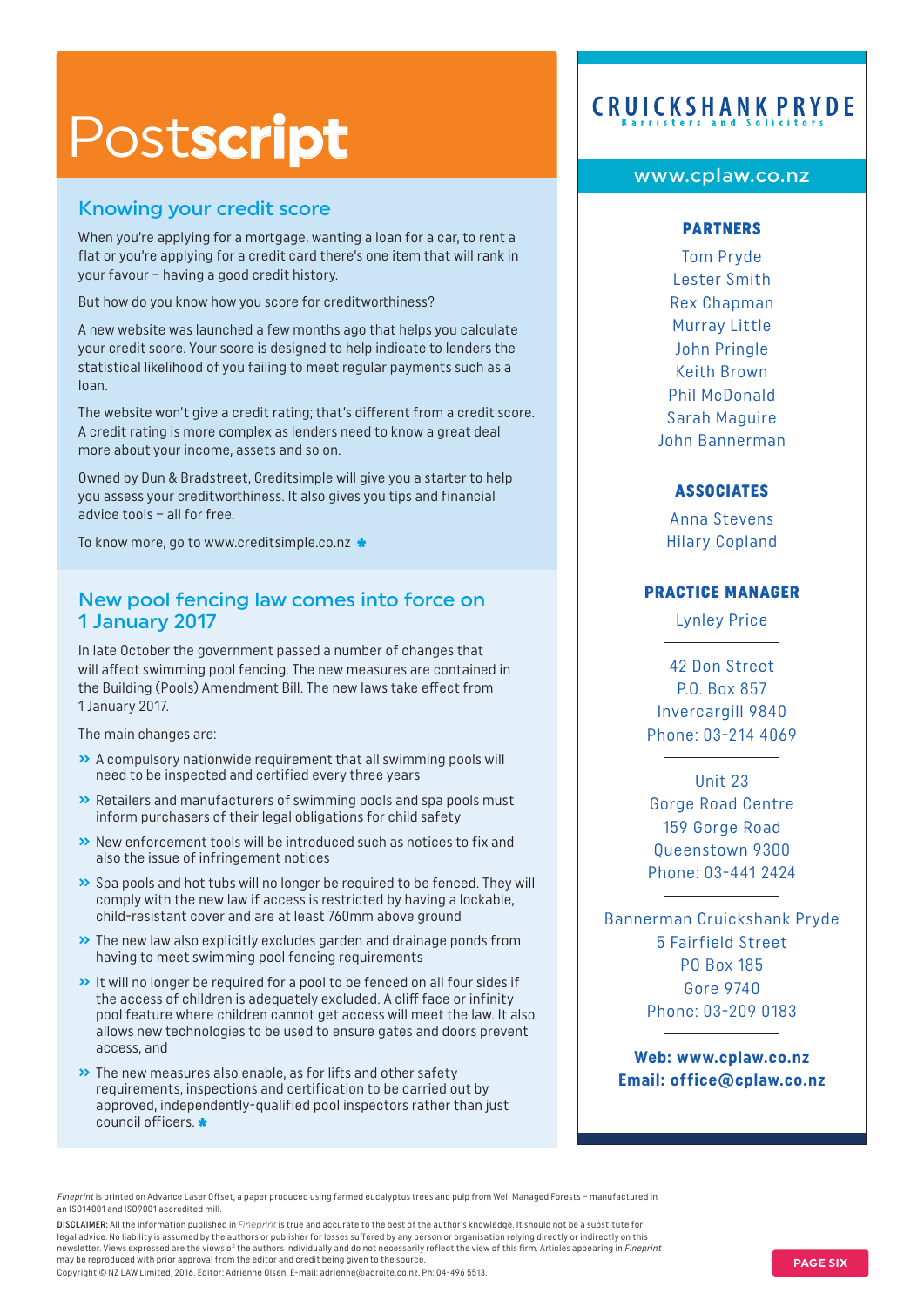# Postscript

## Knowing your credit score

When you're applying for a mortgage, wanting a loan for a car, to rent a flat or you're applying for a credit card there's one item that will rank in your favour – having a good credit history.

But how do you know how you score for creditworthiness?

A new website was launched a few months ago that helps you calculate your credit score. Your score is designed to help indicate to lenders the statistical likelihood of you failing to meet regular payments such as a loan.

The website won't give a credit rating; that's different from a credit score. A credit rating is more complex as lenders need to know a great deal more about your income, assets and so on.

Owned by Dun & Bradstreet, Creditsimple will give you a starter to help you assess your creditworthiness. It also gives you tips and financial advice tools – all for free.

To know more, go to www.creditsimple.co.nz

## New pool fencing law comes into force on 1 January 2017

In late October the government passed a number of changes that will affect swimming pool fencing. The new measures are contained in the Building (Pools) Amendment Bill. The new laws take effect from 1 January 2017.

The main changes are:

- A compulsory nationwide requirement that all swimming pools will need to be inspected and certified every three years
- Retailers and manufacturers of swimming pools and spa pools must inform purchasers of their legal obligations for child safety
- New enforcement tools will be introduced such as notices to fix and also the issue of infringement notices
- Spa pools and hot tubs will no longer be required to be fenced. They will comply with the new law if access is restricted by having a lockable, child-resistant cover and are at least 760mm above ground
- The new law also explicitly excludes garden and drainage ponds from having to meet swimming pool fencing requirements
- It will no longer be required for a pool to be fenced on all four sides if the access of children is adequately excluded. A cliff face or infinity pool feature where children cannot get access will meet the law. It also allows new technologies to be used to ensure gates and doors prevent access, and
- The new measures also enable, as for lifts and other safety requirements, inspections and certification to be carried out by approved, independently-qualified pool inspectors rather than just council officers.

---

**CRUICKSHANK PRYDE**
Barristers and Solicitors

www.cplaw.co.nz

**PARTNERS**

Tom Pryde
Lester Smith
Rex Chapman
Murray Little
John Pringle
Keith Brown
Phil McDonald
Sarah Maguire
John Bannerman

**ASSOCIATES**

Anna Stevens
Hilary Copland

**PRACTICE MANAGER**

Lynley Price

42 Don Street
P.O. Box 857
Invercargill 9840
Phone: 03-214 4069

Unit 23
Gorge Road Centre
159 Gorge Road
Queenstown 9300
Phone: 03-441 2424

Bannerman Cruickshank Pryde
5 Fairfield Street
PO Box 185
Gore 9740
Phone: 03-209 0183

**Web: www.cplaw.co.nz**
**Email: office@cplaw.co.nz**

---

*Fineprint* is printed on Advance Laser Offset, a paper produced using farmed eucalyptus trees and pulp from Well Managed Forests – manufactured in an ISO14001 and ISO9001 accredited mill.

**DISCLAIMER:** All the information published in *Fineprint* is true and accurate to the best of the author's knowledge. It should not be a substitute for legal advice. No liability is assumed by the authors or publisher for losses suffered by any person or organisation relying directly or indirectly on this newsletter. Views expressed are the views of the authors individually and do not necessarily reflect the view of this firm. Articles appearing in *Fineprint* may be reproduced with prior approval from the editor and credit being given to the source.
Copyright © NZ LAW Limited, 2016. Editor: Adrienne Olsen. E-mail: adrienne@adroite.co.nz. Ph: 04-496 5513.